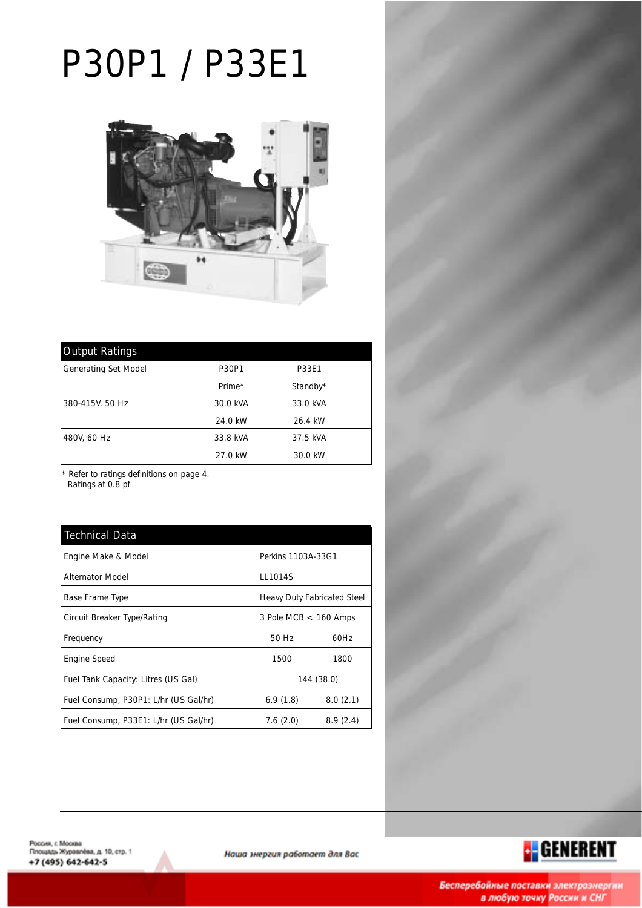# P30P1 / P33E1

| Output Ratings | | |
|---|---|---|
| Generating Set Model | P30P1 | P33E1 |
| | Prime* | Standby* |
| 380-415V, 50 Hz | 30.0 kVA | 33.0 kVA |
| | 24.0 kW | 26.4 kW |
| 480V, 60 Hz | 33.8 kVA | 37.5 kVA |
| | 27.0 kW | 30.0 kW |

\* Refer to ratings definitions on page 4.
Ratings at 0.8 pf

| Technical Data | | |
|---|---|---|
| Engine Make & Model | Perkins 1103A-33G1 | |
| Alternator Model | LL1014S | |
| Base Frame Type | Heavy Duty Fabricated Steel | |
| Circuit Breaker Type/Rating | 3 Pole MCB < 160 Amps | |
| Frequency | 50 Hz | 60Hz |
| Engine Speed | 1500 | 1800 |
| Fuel Tank Capacity: Litres (US Gal) | 144 (38.0) | |
| Fuel Consump, P30P1: L/hr (US Gal/hr) | 6.9 (1.8) | 8.0 (2.1) |
| Fuel Consump, P33E1: L/hr (US Gal/hr) | 7.6 (2.0) | 8.9 (2.4) |

Россия, г. Москва
Площадь Журавлёва, д. 10, стр. 1
+7 (495) 642-642-5

*Наша энергия работает для Вас*

GENERENT

*Бесперебойные поставки электроэнергии в любую точку России и СНГ*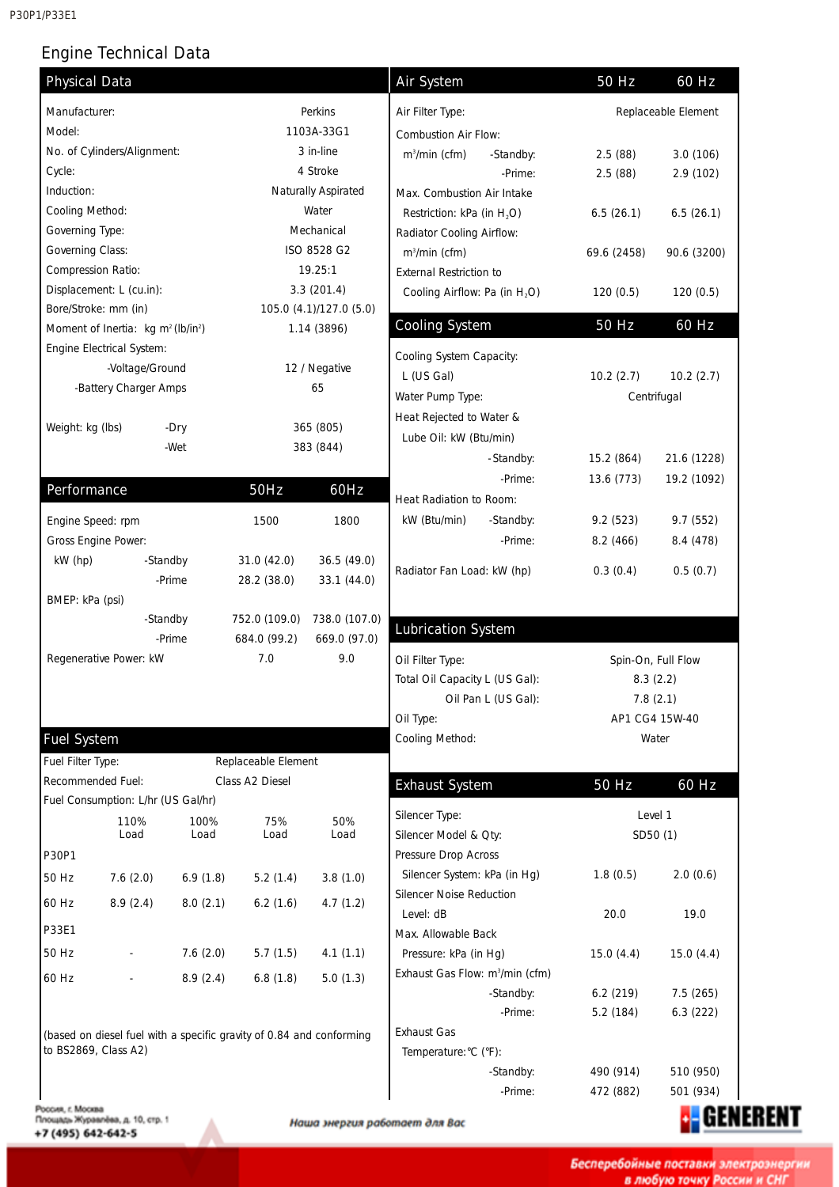# Engine Technical Data

## Physical Data

| | |
|---|---|
| Manufacturer: | Perkins |
| Model: | 1103A-33G1 |
| No. of Cylinders/Alignment: | 3 in-line |
| Cycle: | 4 Stroke |
| Induction: | Naturally Aspirated |
| Cooling Method: | Water |
| Governing Type: | Mechanical |
| Governing Class: | ISO 8528 G2 |
| Compression Ratio: | 19.25:1 |
| Displacement: L (cu.in): | 3.3 (201.4) |
| Bore/Stroke: mm (in) | 105.0 (4.1)/127.0 (5.0) |
| Moment of Inertia: kg $m^2$ (lb/in$^2$) | 1.14 (3896) |
| Engine Electrical System: | |
| -Voltage/Ground | 12 / Negative |
| -Battery Charger Amps | 65 |
| Weight: kg (lbs) -Dry | 365 (805) |
| -Wet | 383 (844) |

## Performance

| Performance | | 50Hz | 60Hz |
|---|---|---|---|
| Engine Speed: rpm | | 1500 | 1800 |
| Gross Engine Power: | | | |
| kW (hp) | -Standby | 31.0 (42.0) | 36.5 (49.0) |
| | -Prime | 28.2 (38.0) | 33.1 (44.0) |
| BMEP: kPa (psi) | | | |
| | -Standby | 752.0 (109.0) | 738.0 (107.0) |
| | -Prime | 684.0 (99.2) | 669.0 (97.0) |
| Regenerative Power: kW | | 7.0 | 9.0 |

## Fuel System

Fuel Filter Type: Replaceable Element

Recommended Fuel: Class A2 Diesel

Fuel Consumption: L/hr (US Gal/hr)

| | 110% Load | 100% Load | 75% Load | 50% Load |
|---|---|---|---|---|
| **P30P1** | | | | |
| 50 Hz | 7.6 (2.0) | 6.9 (1.8) | 5.2 (1.4) | 3.8 (1.0) |
| 60 Hz | 8.9 (2.4) | 8.0 (2.1) | 6.2 (1.6) | 4.7 (1.2) |
| **P33E1** | | | | |
| 50 Hz | - | 7.6 (2.0) | 5.7 (1.5) | 4.1 (1.1) |
| 60 Hz | - | 8.9 (2.4) | 6.8 (1.8) | 5.0 (1.3) |

(based on diesel fuel with a specific gravity of 0.84 and conforming to BS2869, Class A2)

## Air System

| Air System | | 50 Hz | 60 Hz |
|---|---|---|---|
| Air Filter Type: | | Replaceable Element | |
| Combustion Air Flow: | | | |
| $m^3$/min (cfm) | -Standby: | 2.5 (88) | 3.0 (106) |
| | -Prime: | 2.5 (88) | 2.9 (102) |
| Max. Combustion Air Intake Restriction: kPa (in $H_2O$) | | 6.5 (26.1) | 6.5 (26.1) |
| Radiator Cooling Airflow: $m^3$/min (cfm) | | 69.6 (2458) | 90.6 (3200) |
| External Restriction to Cooling Airflow: Pa (in $H_2O$) | | 120 (0.5) | 120 (0.5) |

## Cooling System

| Cooling System | | 50 Hz | 60 Hz |
|---|---|---|---|
| Cooling System Capacity: L (US Gal) | | 10.2 (2.7) | 10.2 (2.7) |
| Water Pump Type: | | Centrifugal | |
| Heat Rejected to Water & Lube Oil: kW (Btu/min) | | | |
| | -Standby: | 15.2 (864) | 21.6 (1228) |
| | -Prime: | 13.6 (773) | 19.2 (1092) |
| Heat Radiation to Room: | | | |
| kW (Btu/min) | -Standby: | 9.2 (523) | 9.7 (552) |
| | -Prime: | 8.2 (466) | 8.4 (478) |
| Radiator Fan Load: kW (hp) | | 0.3 (0.4) | 0.5 (0.7) |

## Lubrication System

| | |
|---|---|
| Oil Filter Type: | Spin-On, Full Flow |
| Total Oil Capacity L (US Gal): | 8.3 (2.2) |
| Oil Pan L (US Gal): | 7.8 (2.1) |
| Oil Type: | AP1 CG4 15W-40 |
| Cooling Method: | Water |

## Exhaust System

| Exhaust System | | 50 Hz | 60 Hz |
|---|---|---|---|
| Silencer Type: | | Level 1 | |
| Silencer Model & Qty: | | SD50 (1) | |
| Pressure Drop Across Silencer System: kPa (in Hg) | | 1.8 (0.5) | 2.0 (0.6) |
| Silencer Noise Reduction Level: dB | | 20.0 | 19.0 |
| Max. Allowable Back Pressure: kPa (in Hg) | | 15.0 (4.4) | 15.0 (4.4) |
| Exhaust Gas Flow: $m^3$/min (cfm) | | | |
| | -Standby: | 6.2 (219) | 7.5 (265) |
| | -Prime: | 5.2 (184) | 6.3 (222) |
| Exhaust Gas Temperature: °C (°F): | | | |
| | -Standby: | 490 (914) | 510 (950) |
| | -Prime: | 472 (882) | 501 (934) |

Россия, г. Москва
Площадь Журавлёва, д. 10, стр. 1
+7 (495) 642-642-5

*Наша энергия работает для Вас*

GENERENT

*Бесперебойные поставки электроэнергии в любую точку России и СНГ*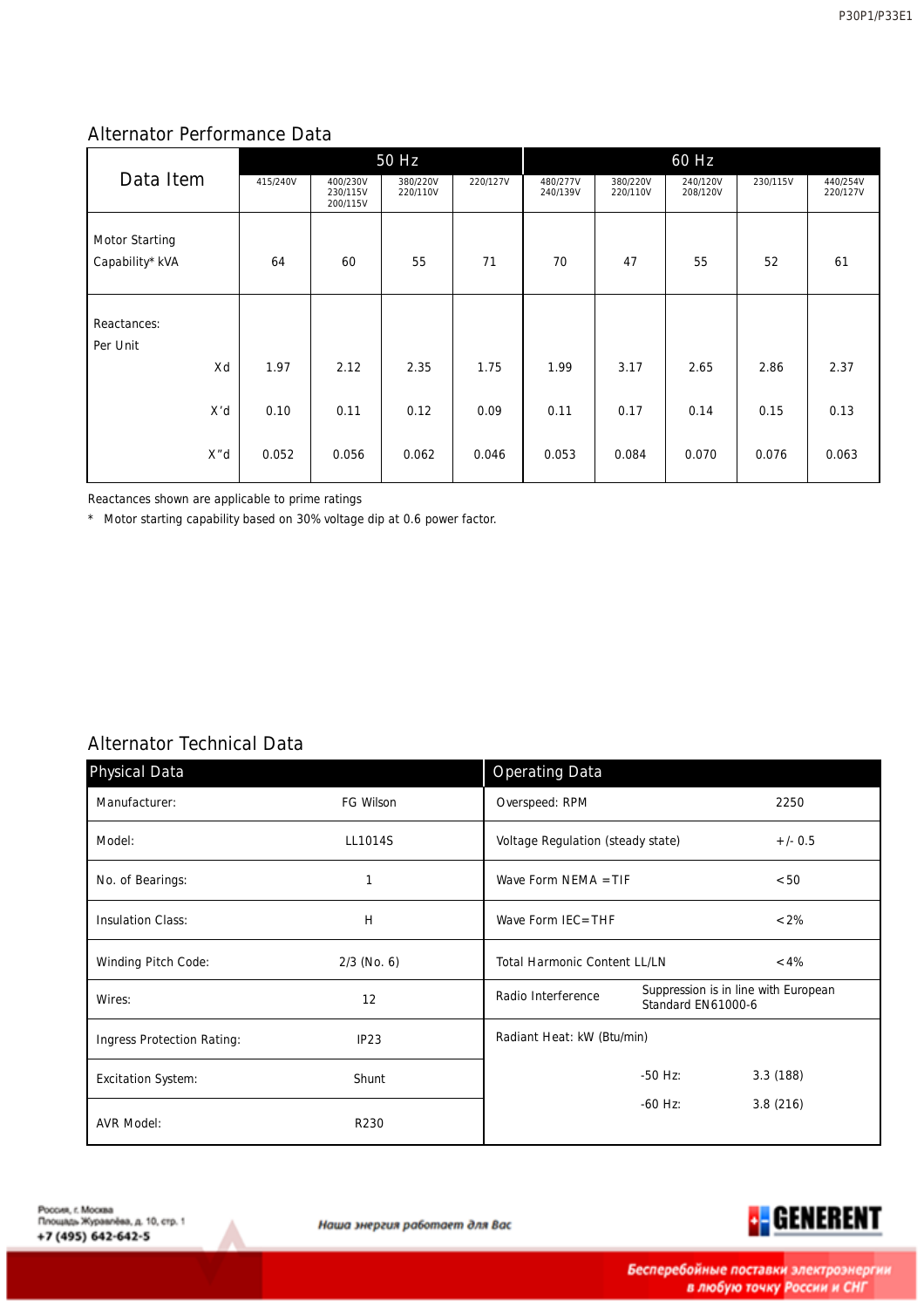## Alternator Performance Data

| Data Item | 50 Hz | | | | 60 Hz | | | | |
|---|---|---|---|---|---|---|---|---|---|
| | 415/240V | 400/230V 230/115V 200/115V | 380/220V 220/110V | 220/127V | 480/277V 240/139V | 380/220V 220/110V | 240/120V 208/120V | 230/115V | 440/254V 220/127V |
| Motor Starting Capability* kVA | 64 | 60 | 55 | 71 | 70 | 47 | 55 | 52 | 61 |
| Reactances: Per Unit Xd | 1.97 | 2.12 | 2.35 | 1.75 | 1.99 | 3.17 | 2.65 | 2.86 | 2.37 |
| X'd | 0.10 | 0.11 | 0.12 | 0.09 | 0.11 | 0.17 | 0.14 | 0.15 | 0.13 |
| X"d | 0.052 | 0.056 | 0.062 | 0.046 | 0.053 | 0.084 | 0.070 | 0.076 | 0.063 |

Reactances shown are applicable to prime ratings

\* Motor starting capability based on 30% voltage dip at 0.6 power factor.

## Alternator Technical Data

| Physical Data | | Operating Data | |
|---|---|---|---|
| Manufacturer: | FG Wilson | Overspeed: RPM | 2250 |
| Model: | LL1014S | Voltage Regulation (steady state) | +/- 0.5 |
| No. of Bearings: | 1 | Wave Form NEMA =TIF | <50 |
| Insulation Class: | H | Wave Form IEC=THF | <2% |
| Winding Pitch Code: | 2/3 (No. 6) | Total Harmonic Content LL/LN | <4% |
| Wires: | 12 | Radio Interference | Suppression is in line with European Standard EN61000-6 |
| Ingress Protection Rating: | IP23 | Radiant Heat: kW (Btu/min) | |
| Excitation System: | Shunt | -50 Hz: | 3.3 (188) |
| AVR Model: | R230 | -60 Hz: | 3.8 (216) |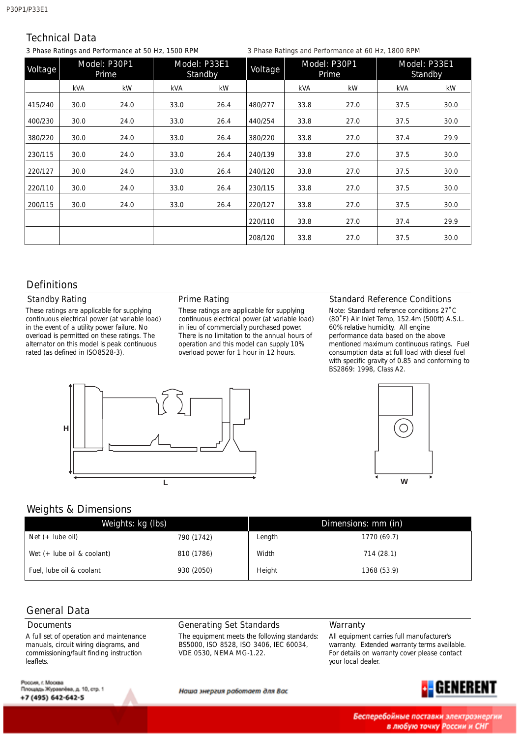## Technical Data

| 3 Phase Ratings and Performance at 50 Hz, 1500 RPM | | | | | 3 Phase Ratings and Performance at 60 Hz, 1800 RPM | | | | |
|---|---|---|---|---|---|---|---|---|---|
| Voltage | Model: P30P1 Prime | | Model: P33E1 Standby | | Voltage | Model: P30P1 Prime | | Model: P33E1 Standby | |
| | kVA | kW | kVA | kW | | kVA | kW | kVA | kW |
| 415/240 | 30.0 | 24.0 | 33.0 | 26.4 | 480/277 | 33.8 | 27.0 | 37.5 | 30.0 |
| 400/230 | 30.0 | 24.0 | 33.0 | 26.4 | 440/254 | 33.8 | 27.0 | 37.5 | 30.0 |
| 380/220 | 30.0 | 24.0 | 33.0 | 26.4 | 380/220 | 33.8 | 27.0 | 37.4 | 29.9 |
| 230/115 | 30.0 | 24.0 | 33.0 | 26.4 | 240/139 | 33.8 | 27.0 | 37.5 | 30.0 |
| 220/127 | 30.0 | 24.0 | 33.0 | 26.4 | 240/120 | 33.8 | 27.0 | 37.5 | 30.0 |
| 220/110 | 30.0 | 24.0 | 33.0 | 26.4 | 230/115 | 33.8 | 27.0 | 37.5 | 30.0 |
| 200/115 | 30.0 | 24.0 | 33.0 | 26.4 | 220/127 | 33.8 | 27.0 | 37.5 | 30.0 |
| | | | | | 220/110 | 33.8 | 27.0 | 37.4 | 29.9 |
| | | | | | 208/120 | 33.8 | 27.0 | 37.5 | 30.0 |

## Definitions

### Standby Rating

These ratings are applicable for supplying continuous electrical power (at variable load) in the event of a utility power failure. No overload is permitted on these ratings. The alternator on this model is peak continuous rated (as defined in ISO8528-3).

### Prime Rating

These ratings are applicable for supplying continuous electrical power (at variable load) in lieu of commercially purchased power. There is no limitation to the annual hours of operation and this model can supply 10% overload power for 1 hour in 12 hours.

### Standard Reference Conditions

Note: Standard reference conditions 27˚C (80˚F) Air Inlet Temp, 152.4m (500ft) A.S.L. 60% relative humidity. All engine performance data based on the above mentioned maximum continuous ratings. Fuel consumption data at full load with diesel fuel with specific gravity of 0.85 and conforming to BS2869: 1998, Class A2.

H

L

W

## Weights & Dimensions

| Weights: kg (lbs) | | Dimensions: mm (in) | |
|---|---|---|---|
| Net (+ lube oil) | 790 (1742) | Length | 1770 (69.7) |
| Wet (+ lube oil & coolant) | 810 (1786) | Width | 714 (28.1) |
| Fuel, lube oil & coolant | 930 (2050) | Height | 1368 (53.9) |

## General Data

### Documents

A full set of operation and maintenance manuals, circuit wiring diagrams, and commissioning/fault finding instruction leaflets.

### Generating Set Standards

The equipment meets the following standards: BS5000, ISO 8528, ISO 3406, IEC 60034, VDE 0530, NEMA MG-1.22.

### Warranty

All equipment carries full manufacturer's warranty. Extended warranty terms available. For details on warranty cover please contact your local dealer.

Россия, г. Москва
Площадь Журавлёва, д. 10, стр. 1
+7 (495) 642-642-5

Наша энергия работает для Вас

GENERENT

Бесперебойные поставки электроэнергии в любую точку России и СНГ